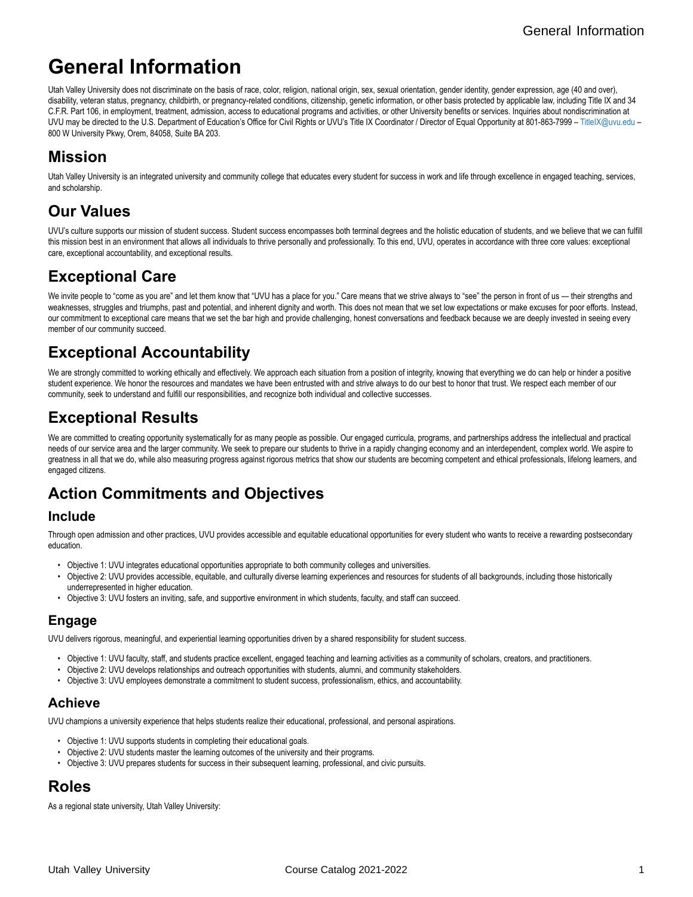# General Information

Utah Valley University does not discriminate on the basis of race, color, religion, national origin, sex, sexual orientation, gender identity, gender expression, age (40 and over), disability, veteran status, pregnancy, childbirth, or pregnancy-related conditions, citizenship, genetic information, or other basis protected by applicable law, including Title IX and 34 C.F.R. Part 106, in employment, treatment, admission, access to educational programs and activities, or other University benefits or services. Inquiries about nondiscrimination at UVU may be directed to the U.S. Department of Education's Office for Civil Rights or UVU's Title IX Coordinator / Director of Equal Opportunity at 801-863-7999 – TitleIX@uvu.edu – 800 W University Pkwy, Orem, 84058, Suite BA 203.

## Mission

Utah Valley University is an integrated university and community college that educates every student for success in work and life through excellence in engaged teaching, services, and scholarship.

## Our Values

UVU's culture supports our mission of student success. Student success encompasses both terminal degrees and the holistic education of students, and we believe that we can fulfill this mission best in an environment that allows all individuals to thrive personally and professionally. To this end, UVU, operates in accordance with three core values: exceptional care, exceptional accountability, and exceptional results.

## Exceptional Care

We invite people to "come as you are" and let them know that "UVU has a place for you." Care means that we strive always to "see" the person in front of us — their strengths and weaknesses, struggles and triumphs, past and potential, and inherent dignity and worth. This does not mean that we set low expectations or make excuses for poor efforts. Instead, our commitment to exceptional care means that we set the bar high and provide challenging, honest conversations and feedback because we are deeply invested in seeing every member of our community succeed.

## Exceptional Accountability

We are strongly committed to working ethically and effectively. We approach each situation from a position of integrity, knowing that everything we do can help or hinder a positive student experience. We honor the resources and mandates we have been entrusted with and strive always to do our best to honor that trust. We respect each member of our community, seek to understand and fulfill our responsibilities, and recognize both individual and collective successes.

## Exceptional Results

We are committed to creating opportunity systematically for as many people as possible. Our engaged curricula, programs, and partnerships address the intellectual and practical needs of our service area and the larger community. We seek to prepare our students to thrive in a rapidly changing economy and an interdependent, complex world. We aspire to greatness in all that we do, while also measuring progress against rigorous metrics that show our students are becoming competent and ethical professionals, lifelong learners, and engaged citizens.

## Action Commitments and Objectives

### Include

Through open admission and other practices, UVU provides accessible and equitable educational opportunities for every student who wants to receive a rewarding postsecondary education.

- Objective 1: UVU integrates educational opportunities appropriate to both community colleges and universities.
- Objective 2: UVU provides accessible, equitable, and culturally diverse learning experiences and resources for students of all backgrounds, including those historically underrepresented in higher education.
- Objective 3: UVU fosters an inviting, safe, and supportive environment in which students, faculty, and staff can succeed.

### Engage

UVU delivers rigorous, meaningful, and experiential learning opportunities driven by a shared responsibility for student success.

- Objective 1: UVU faculty, staff, and students practice excellent, engaged teaching and learning activities as a community of scholars, creators, and practitioners.
- Objective 2: UVU develops relationships and outreach opportunities with students, alumni, and community stakeholders.
- Objective 3: UVU employees demonstrate a commitment to student success, professionalism, ethics, and accountability.

### Achieve

UVU champions a university experience that helps students realize their educational, professional, and personal aspirations.

- Objective 1: UVU supports students in completing their educational goals.
- Objective 2: UVU students master the learning outcomes of the university and their programs.
- Objective 3: UVU prepares students for success in their subsequent learning, professional, and civic pursuits.

## Roles

As a regional state university, Utah Valley University: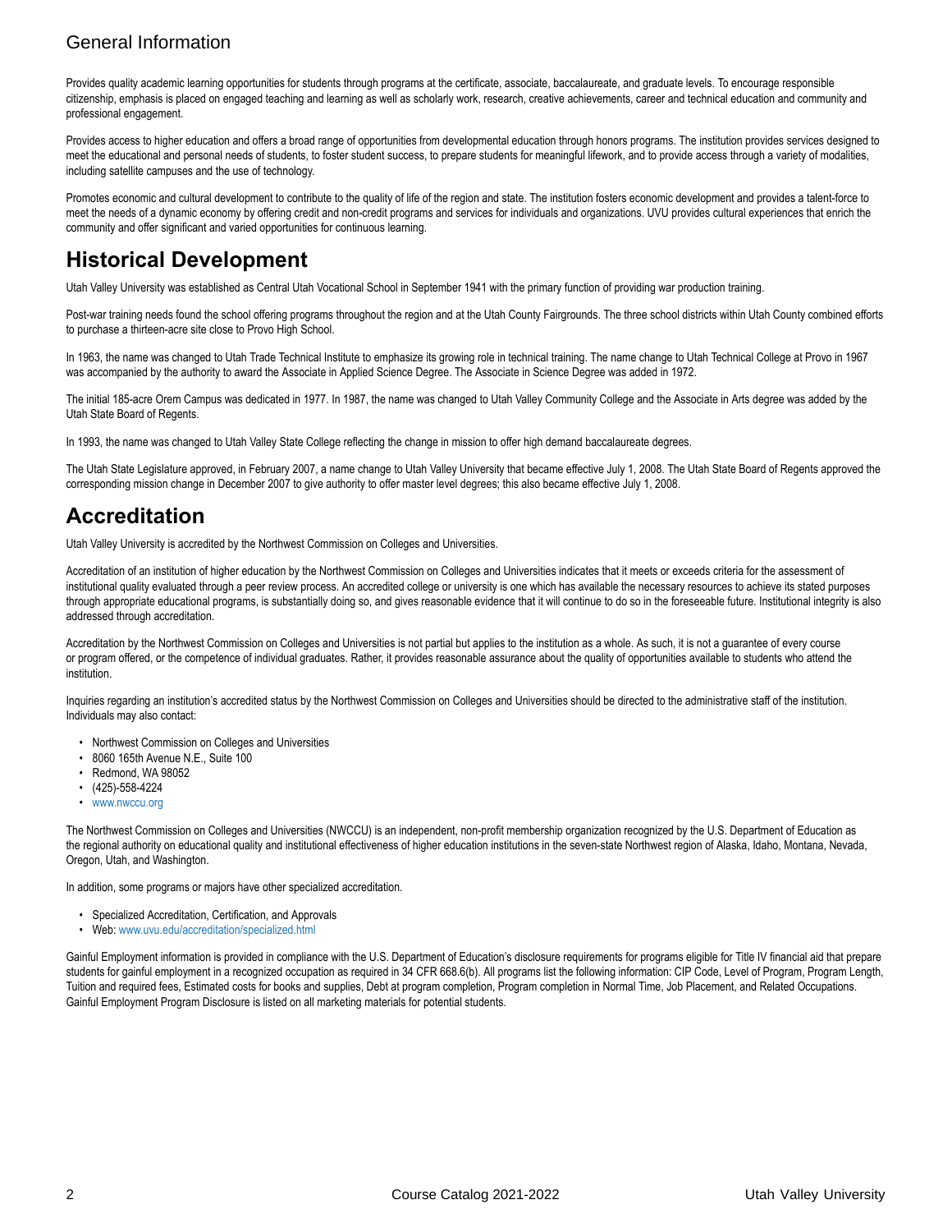## General Information

Provides quality academic learning opportunities for students through programs at the certificate, associate, baccalaureate, and graduate levels. To encourage responsible citizenship, emphasis is placed on engaged teaching and learning as well as scholarly work, research, creative achievements, career and technical education and community and professional engagement.

Provides access to higher education and offers a broad range of opportunities from developmental education through honors programs. The institution provides services designed to meet the educational and personal needs of students, to foster student success, to prepare students for meaningful lifework, and to provide access through a variety of modalities, including satellite campuses and the use of technology.

Promotes economic and cultural development to contribute to the quality of life of the region and state. The institution fosters economic development and provides a talent-force to meet the needs of a dynamic economy by offering credit and non-credit programs and services for individuals and organizations. UVU provides cultural experiences that enrich the community and offer significant and varied opportunities for continuous learning.

# Historical Development

Utah Valley University was established as Central Utah Vocational School in September 1941 with the primary function of providing war production training.

Post-war training needs found the school offering programs throughout the region and at the Utah County Fairgrounds. The three school districts within Utah County combined efforts to purchase a thirteen-acre site close to Provo High School.

In 1963, the name was changed to Utah Trade Technical Institute to emphasize its growing role in technical training. The name change to Utah Technical College at Provo in 1967 was accompanied by the authority to award the Associate in Applied Science Degree. The Associate in Science Degree was added in 1972.

The initial 185-acre Orem Campus was dedicated in 1977. In 1987, the name was changed to Utah Valley Community College and the Associate in Arts degree was added by the Utah State Board of Regents.

In 1993, the name was changed to Utah Valley State College reflecting the change in mission to offer high demand baccalaureate degrees.

The Utah State Legislature approved, in February 2007, a name change to Utah Valley University that became effective July 1, 2008. The Utah State Board of Regents approved the corresponding mission change in December 2007 to give authority to offer master level degrees; this also became effective July 1, 2008.

# Accreditation

Utah Valley University is accredited by the Northwest Commission on Colleges and Universities.

Accreditation of an institution of higher education by the Northwest Commission on Colleges and Universities indicates that it meets or exceeds criteria for the assessment of institutional quality evaluated through a peer review process. An accredited college or university is one which has available the necessary resources to achieve its stated purposes through appropriate educational programs, is substantially doing so, and gives reasonable evidence that it will continue to do so in the foreseeable future. Institutional integrity is also addressed through accreditation.

Accreditation by the Northwest Commission on Colleges and Universities is not partial but applies to the institution as a whole. As such, it is not a guarantee of every course or program offered, or the competence of individual graduates. Rather, it provides reasonable assurance about the quality of opportunities available to students who attend the institution.

Inquiries regarding an institution's accredited status by the Northwest Commission on Colleges and Universities should be directed to the administrative staff of the institution. Individuals may also contact:

- Northwest Commission on Colleges and Universities
- 8060 165th Avenue N.E., Suite 100
- Redmond, WA 98052
- (425)-558-4224
- www.nwccu.org

The Northwest Commission on Colleges and Universities (NWCCU) is an independent, non-profit membership organization recognized by the U.S. Department of Education as the regional authority on educational quality and institutional effectiveness of higher education institutions in the seven-state Northwest region of Alaska, Idaho, Montana, Nevada, Oregon, Utah, and Washington.

In addition, some programs or majors have other specialized accreditation.

- Specialized Accreditation, Certification, and Approvals
- Web: www.uvu.edu/accreditation/specialized.html

Gainful Employment information is provided in compliance with the U.S. Department of Education's disclosure requirements for programs eligible for Title IV financial aid that prepare students for gainful employment in a recognized occupation as required in 34 CFR 668.6(b). All programs list the following information: CIP Code, Level of Program, Program Length, Tuition and required fees, Estimated costs for books and supplies, Debt at program completion, Program completion in Normal Time, Job Placement, and Related Occupations. Gainful Employment Program Disclosure is listed on all marketing materials for potential students.